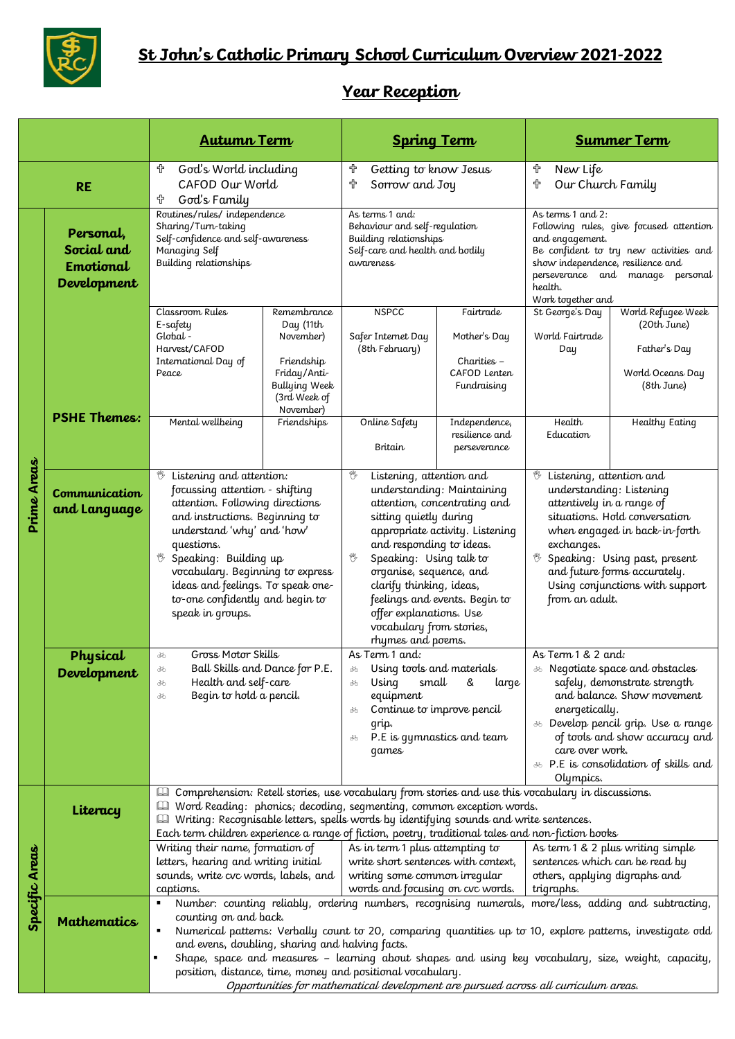# St John's Catholic Primary School Curriculum Overview 2021-2022

## Year Reception

| | | Autumn Term | | Spring Term | | Summer Term | |
|---|---|---|---|---|---|---|---|
| RE | | God's World including CAFOD Our World<br>God's Family | | Getting to know Jesus<br>Sorrow and Joy | | New Life<br>Our Church Family | |
| Prime Areas | Personal, Social and Emotional Development | Routines/rules/ independence<br>Sharing/Turn-taking<br>Self-confidence and self-awareness<br>Managing Self<br>Building relationships | | As terms 1 and:<br>Behaviour and self-regulation<br>Building relationships<br>Self-care and health and bodily awareness | | As terms 1 and 2:<br>Following rules, give focused attention and engagement.<br>Be confident to try new activities and show independence, resilience and perseverance and manage personal health.<br>Work together and | |
| | PSHE Themes: | Classroom Rules<br>E-safety<br>Global - Harvest/CAFOD<br>International Day of Peace | Remembrance Day (11th November)<br>Friendship Friday/Anti-Bullying Week (3rd Week of November) | NSPCC<br>Safer Internet Day (8th February) | Fairtrade<br>Mother's Day<br>Charities – CAFOD Lenten Fundraising | St George's Day<br>World Fairtrade Day | World Refugee Week (20th June)<br>Father's Day<br>World Oceans Day (8th June) |
| | | Mental wellbeing | Friendships | Online Safety<br>Britain | Independence, resilience and perseverance | Health Education | Healthy Eating |
| | Communication and Language | Listening and attention: focussing attention - shifting attention. Following directions and instructions. Beginning to understand 'why' and 'how' questions.<br>Speaking: Building up vocabulary. Beginning to express ideas and feelings. To speak one-to-one confidently and begin to speak in groups. | | Listening, attention and understanding: Maintaining attention, concentrating and sitting quietly during appropriate activity. Listening and responding to ideas.<br>Speaking: Using talk to organise, sequence, and clarify thinking, ideas, feelings and events. Begin to offer explanations. Use vocabulary from stories, rhymes and poems. | | Listening, attention and understanding: Listening attentively in a range of situations. Hold conversation when engaged in back-in-forth exchanges.<br>Speaking: Using past, present and future forms accurately. Using conjunctions with support from an adult. | |
| | Physical Development | Gross Motor Skills<br>Ball Skills and Dance for P.E.<br>Health and self-care<br>Begin to hold a pencil. | | As Term 1 and:<br>Using tools and materials<br>Using small & large equipment<br>Continue to improve pencil grip.<br>P.E is gymnastics and team games | | As Term 1 & 2 and:<br>Negotiate space and obstacles safely, demonstrate strength and balance. Show movement energetically.<br>Develop pencil grip. Use a range of tools and show accuracy and care over work.<br>P.E is consolidation of skills and Olympics. | |
| Specific Areas | Literacy | Comprehension: Retell stories, use vocabulary from stories and use this vocabulary in discussions.<br>Word Reading: phonics; decoding, segmenting, common exception words.<br>Writing: Recognisable letters, spells words by identifying sounds and write sentences.<br>Each term children experience a range of fiction, poetry, traditional tales and non-fiction books | | | | | |
| | | Writing their name, formation of letters, hearing and writing initial sounds, write cvc words, labels, and captions. | | As in term 1 plus attempting to write short sentences with context, writing some common irregular words and focusing on cvc words. | | As term 1 & 2 plus writing simple sentences which can be read by others, applying digraphs and trigraphs. | |
| | Mathematics | Number: counting reliably, ordering numbers, recognising numerals, more/less, adding and subtracting, counting on and back.<br>Numerical patterns: Verbally count to 20, comparing quantities up to 10, explore patterns, investigate odd and evens, doubling, sharing and halving facts.<br>Shape, space and measures – learning about shapes and using key vocabulary, size, weight, capacity, position, distance, time, money and positional vocabulary.<br>*Opportunities for mathematical development are pursued across all curriculum areas.* | | | | | |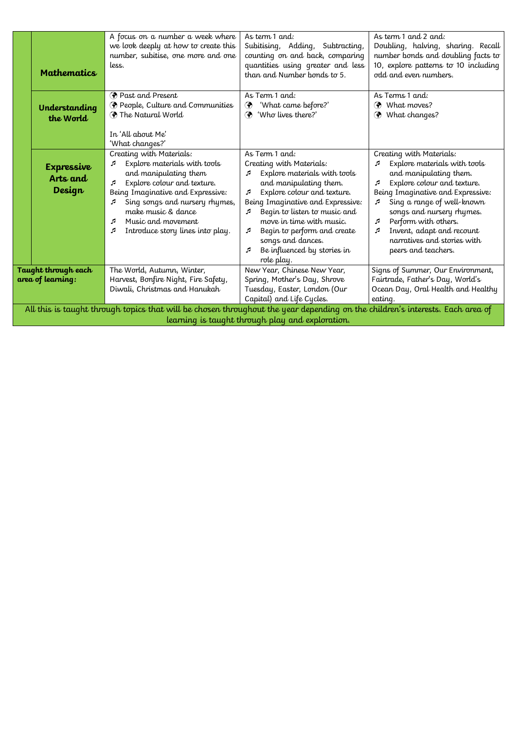| | | | |
|---|---|---|---|
| **Mathematics** | A focus on a number a week where we look deeply at how to create this number, subitise, one more and one less. | As term 1 and: Subitising, Adding, Subtracting, counting on and back, comparing quantities using greater and less than and Number bonds to 5. | As term 1 and 2 and: Doubling, halving, sharing. Recall number bonds and doubling facts to 10, explore patterns to 10 including odd and even numbers. |
| **Understanding the World** | 🌍 Past and Present<br>🌍 People, Culture and Communities<br>🌍 The Natural World<br><br>In 'All about Me'<br>'What changes?' | As Term 1 and:<br>🌍 'What came before?'<br>🌍 'Who lives there?' | As Terms 1 and:<br>🌍 What moves?<br>🌍 What changes? |
| **Expressive Arts and Design** | Creating with Materials:<br>♬ Explore materials with tools and manipulating them<br>♬ Explore colour and texture.<br>Being Imaginative and Expressive:<br>♬ Sing songs and nursery rhymes, make music & dance<br>♬ Music and movement<br>♬ Introduce story lines into play. | As Term 1 and:<br>Creating with Materials:<br>♬ Explore materials with tools and manipulating them.<br>♬ Explore colour and texture.<br>Being Imaginative and Expressive:<br>♬ Begin to listen to music and move in time with music.<br>♬ Begin to perform and create songs and dances.<br>♬ Be influenced by stories in role play. | Creating with Materials:<br>♬ Explore materials with tools and manipulating them.<br>♬ Explore colour and texture.<br>Being Imaginative and Expressive:<br>♬ Sing a range of well-known songs and nursery rhymes.<br>♬ Perform with others.<br>♬ Invent, adapt and recount narratives and stories with peers and teachers. |
| **Taught through each area of learning:** | The World, Autumn, Winter, Harvest, Bonfire Night, Fire Safety, Diwali, Christmas and Hanukah | New Year, Chinese New Year, Spring, Mother's Day, Shrove Tuesday, Easter, London (Our Capital) and Life Cycles. | Signs of Summer, Our Environment, Fairtrade, Father's Day, World's Ocean Day, Oral Health and Healthy eating. |

All this is taught through topics that will be chosen throughout the year depending on the children's interests. Each area of learning is taught through play and exploration.